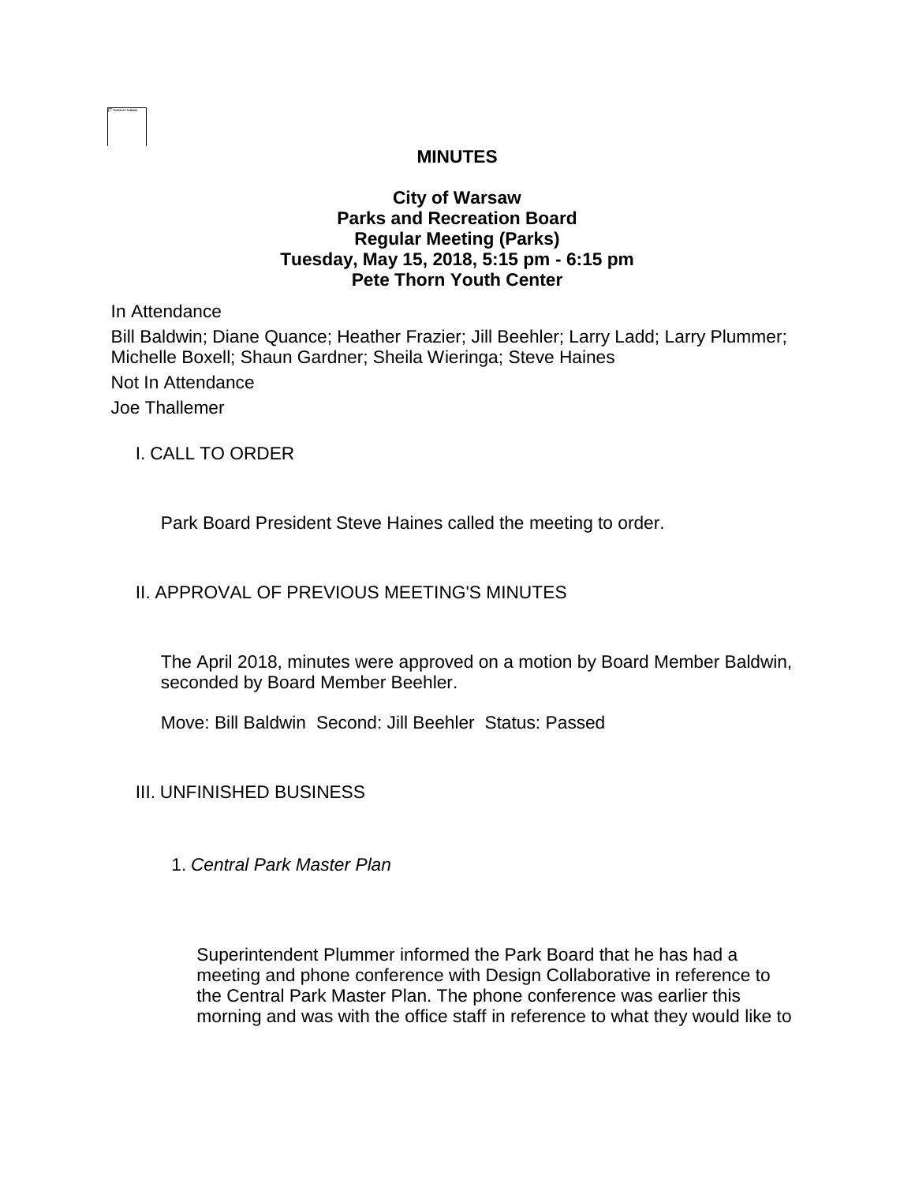**MINUTES**

**City of Warsaw**
**Parks and Recreation Board**
**Regular Meeting (Parks)**
**Tuesday, May 15, 2018, 5:15 pm - 6:15 pm**
**Pete Thorn Youth Center**

In Attendance

Bill Baldwin; Diane Quance; Heather Frazier; Jill Beehler; Larry Ladd; Larry Plummer; Michelle Boxell; Shaun Gardner; Sheila Wieringa; Steve Haines

Not In Attendance

Joe Thallemer

I. CALL TO ORDER

Park Board President Steve Haines called the meeting to order.

II. APPROVAL OF PREVIOUS MEETING'S MINUTES

The April 2018, minutes were approved on a motion by Board Member Baldwin, seconded by Board Member Beehler.

Move: Bill Baldwin Second: Jill Beehler Status: Passed

III. UNFINISHED BUSINESS

1. *Central Park Master Plan*

Superintendent Plummer informed the Park Board that he has had a meeting and phone conference with Design Collaborative in reference to the Central Park Master Plan. The phone conference was earlier this morning and was with the office staff in reference to what they would like to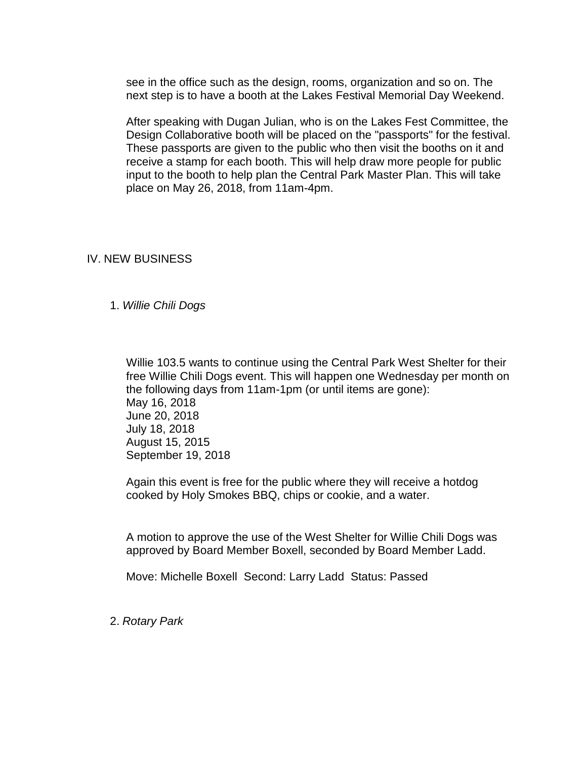see in the office such as the design, rooms, organization and so on. The next step is to have a booth at the Lakes Festival Memorial Day Weekend.

After speaking with Dugan Julian, who is on the Lakes Fest Committee, the Design Collaborative booth will be placed on the "passports" for the festival. These passports are given to the public who then visit the booths on it and receive a stamp for each booth. This will help draw more people for public input to the booth to help plan the Central Park Master Plan. This will take place on May 26, 2018, from 11am-4pm.

## IV. NEW BUSINESS

### 1. *Willie Chili Dogs*

Willie 103.5 wants to continue using the Central Park West Shelter for their free Willie Chili Dogs event. This will happen one Wednesday per month on the following days from 11am-1pm (or until items are gone):
May 16, 2018
June 20, 2018
July 18, 2018
August 15, 2015
September 19, 2018

Again this event is free for the public where they will receive a hotdog cooked by Holy Smokes BBQ, chips or cookie, and a water.

A motion to approve the use of the West Shelter for Willie Chili Dogs was approved by Board Member Boxell, seconded by Board Member Ladd.

Move: Michelle Boxell Second: Larry Ladd Status: Passed

### 2. *Rotary Park*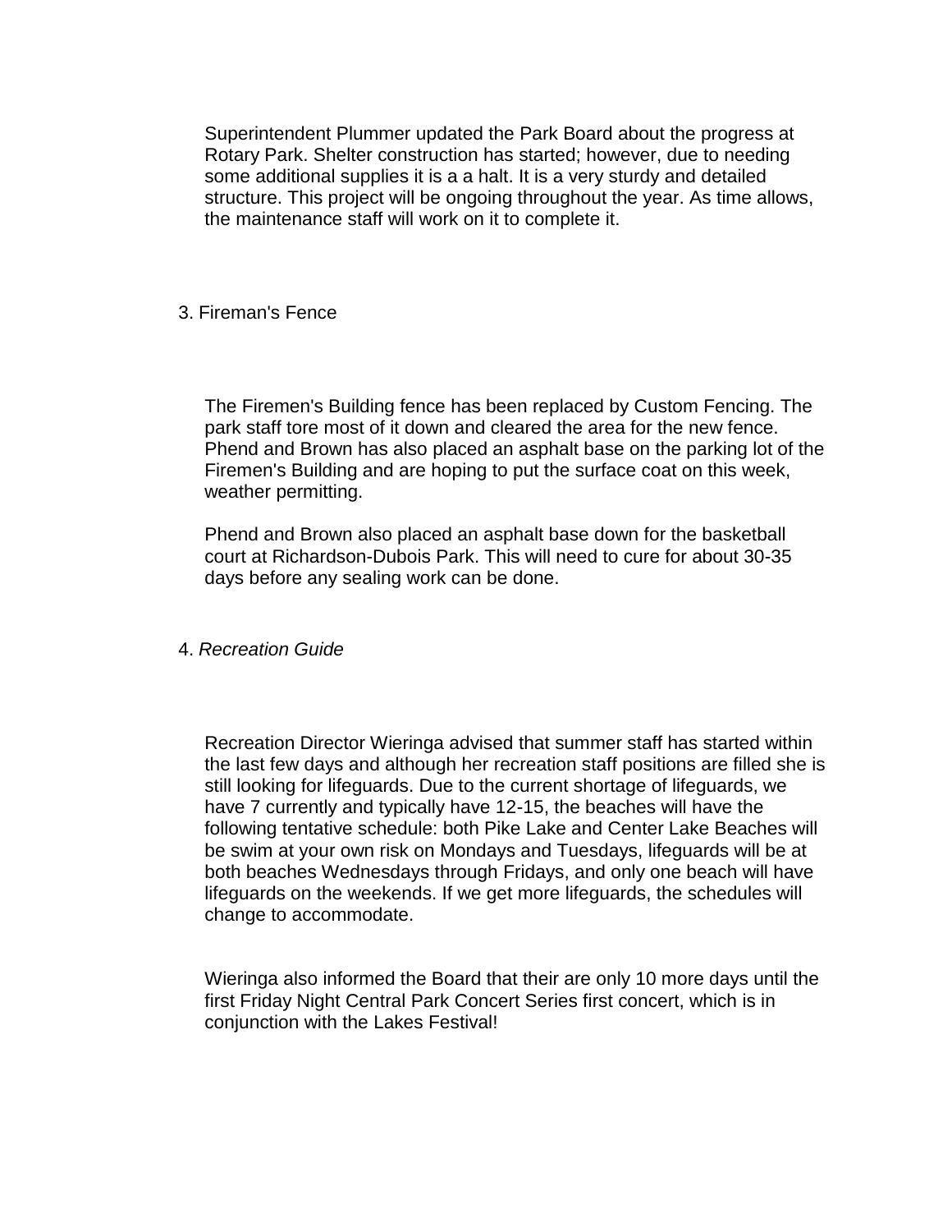Superintendent Plummer updated the Park Board about the progress at Rotary Park. Shelter construction has started; however, due to needing some additional supplies it is a a halt. It is a very sturdy and detailed structure. This project will be ongoing throughout the year. As time allows, the maintenance staff will work on it to complete it.

3. Fireman's Fence

The Firemen's Building fence has been replaced by Custom Fencing. The park staff tore most of it down and cleared the area for the new fence. Phend and Brown has also placed an asphalt base on the parking lot of the Firemen's Building and are hoping to put the surface coat on this week, weather permitting.

Phend and Brown also placed an asphalt base down for the basketball court at Richardson-Dubois Park. This will need to cure for about 30-35 days before any sealing work can be done.

4. *Recreation Guide*

Recreation Director Wieringa advised that summer staff has started within the last few days and although her recreation staff positions are filled she is still looking for lifeguards. Due to the current shortage of lifeguards, we have 7 currently and typically have 12-15, the beaches will have the following tentative schedule: both Pike Lake and Center Lake Beaches will be swim at your own risk on Mondays and Tuesdays, lifeguards will be at both beaches Wednesdays through Fridays, and only one beach will have lifeguards on the weekends. If we get more lifeguards, the schedules will change to accommodate.

Wieringa also informed the Board that their are only 10 more days until the first Friday Night Central Park Concert Series first concert, which is in conjunction with the Lakes Festival!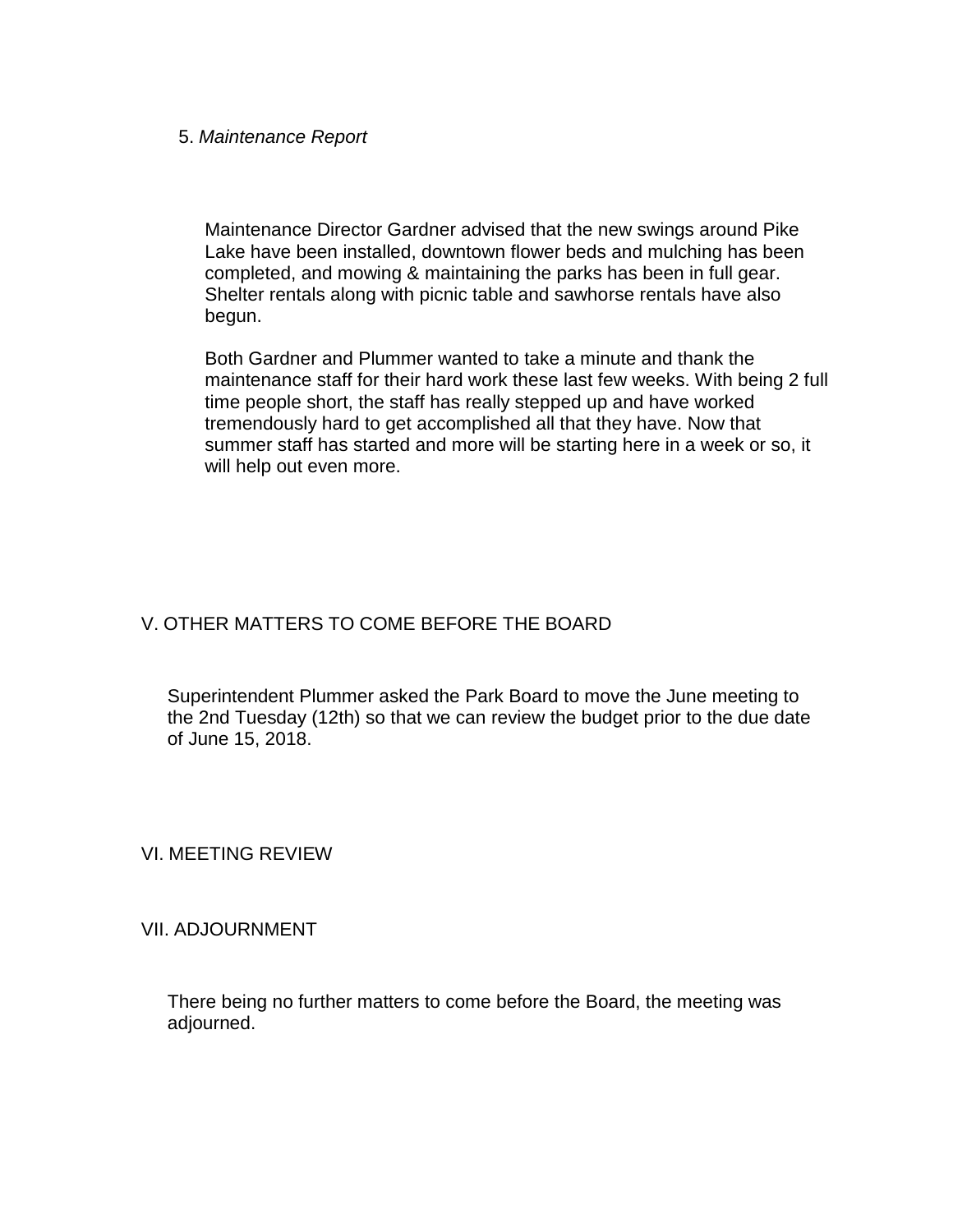5. *Maintenance Report*

Maintenance Director Gardner advised that the new swings around Pike Lake have been installed, downtown flower beds and mulching has been completed, and mowing & maintaining the parks has been in full gear. Shelter rentals along with picnic table and sawhorse rentals have also begun.

Both Gardner and Plummer wanted to take a minute and thank the maintenance staff for their hard work these last few weeks. With being 2 full time people short, the staff has really stepped up and have worked tremendously hard to get accomplished all that they have. Now that summer staff has started and more will be starting here in a week or so, it will help out even more.

## V. OTHER MATTERS TO COME BEFORE THE BOARD

Superintendent Plummer asked the Park Board to move the June meeting to the 2nd Tuesday (12th) so that we can review the budget prior to the due date of June 15, 2018.

## VI. MEETING REVIEW

## VII. ADJOURNMENT

There being no further matters to come before the Board, the meeting was adjourned.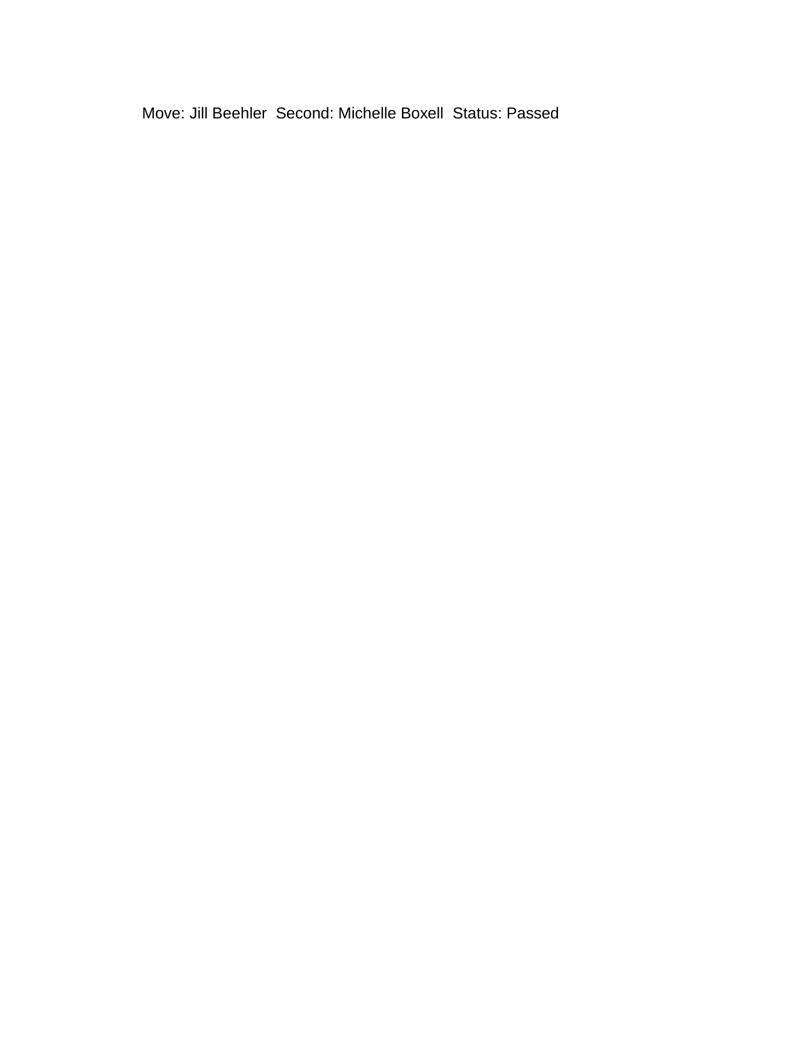Move: Jill Beehler  Second: Michelle Boxell  Status: Passed